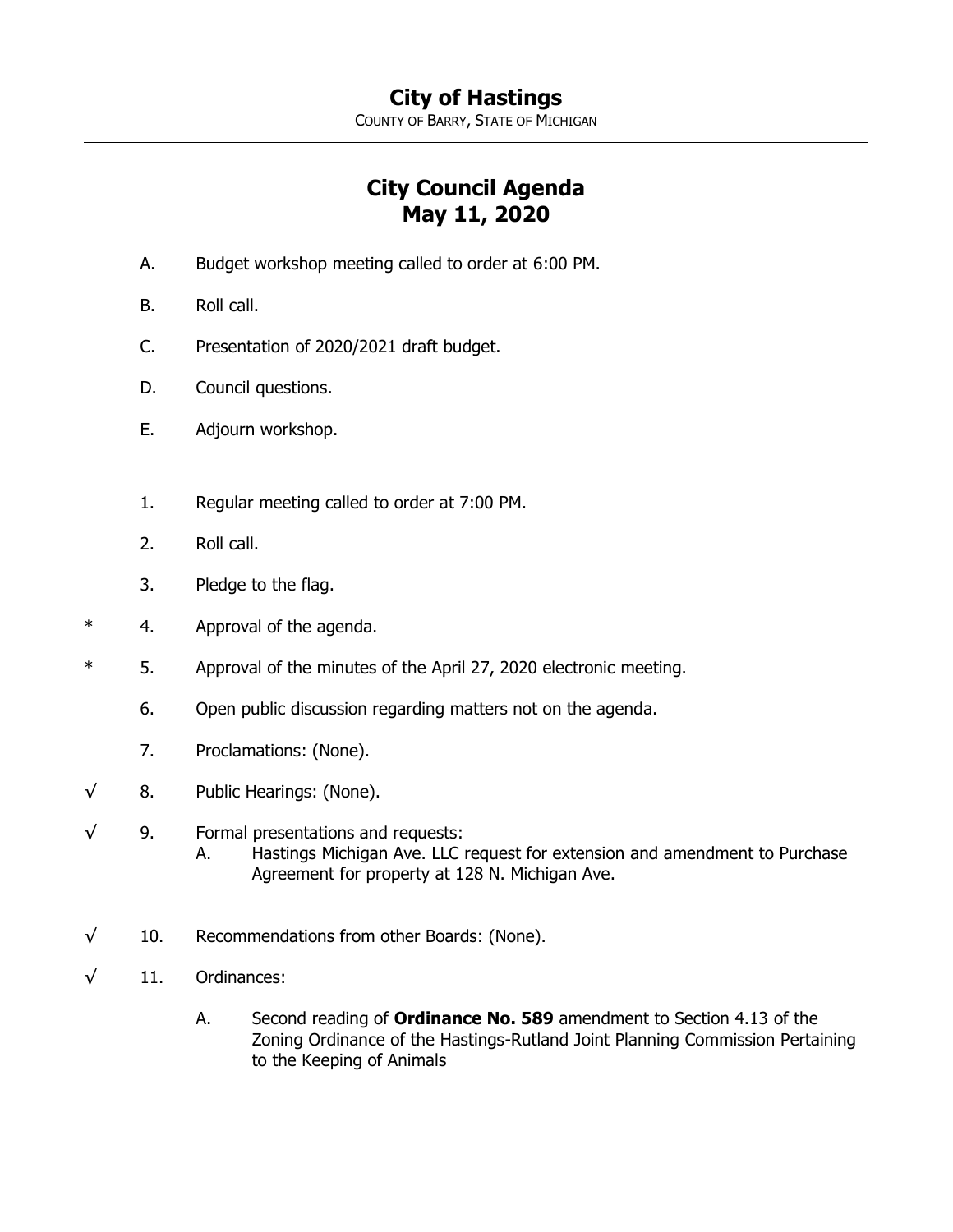# City of Hastings

COUNTY OF BARRY, STATE OF MICHIGAN

---

## City Council Agenda
## May 11, 2020

A. Budget workshop meeting called to order at 6:00 PM.

B. Roll call.

C. Presentation of 2020/2021 draft budget.

D. Council questions.

E. Adjourn workshop.

1. Regular meeting called to order at 7:00 PM.

2. Roll call.

3. Pledge to the flag.

\* 4. Approval of the agenda.

\* 5. Approval of the minutes of the April 27, 2020 electronic meeting.

6. Open public discussion regarding matters not on the agenda.

7. Proclamations: (None).

√ 8. Public Hearings: (None).

√ 9. Formal presentations and requests:
   A. Hastings Michigan Ave. LLC request for extension and amendment to Purchase Agreement for property at 128 N. Michigan Ave.

√ 10. Recommendations from other Boards: (None).

√ 11. Ordinances:

   A. Second reading of **Ordinance No. 589** amendment to Section 4.13 of the Zoning Ordinance of the Hastings-Rutland Joint Planning Commission Pertaining to the Keeping of Animals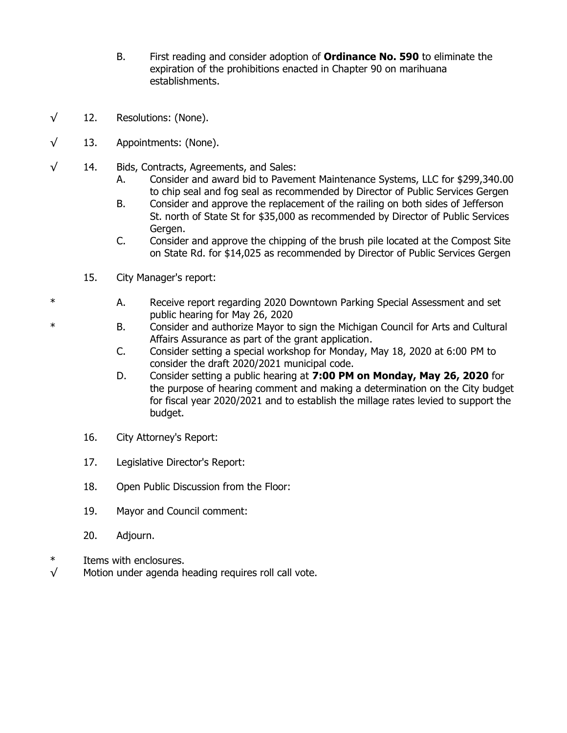B. First reading and consider adoption of **Ordinance No. 590** to eliminate the expiration of the prohibitions enacted in Chapter 90 on marihuana establishments.

√ 12. Resolutions: (None).

√ 13. Appointments: (None).

√ 14. Bids, Contracts, Agreements, and Sales:

- A. Consider and award bid to Pavement Maintenance Systems, LLC for $299,340.00 to chip seal and fog seal as recommended by Director of Public Services Gergen
- B. Consider and approve the replacement of the railing on both sides of Jefferson St. north of State St for $35,000 as recommended by Director of Public Services Gergen.
- C. Consider and approve the chipping of the brush pile located at the Compost Site on State Rd. for $14,025 as recommended by Director of Public Services Gergen

15. City Manager's report:

- \* A. Receive report regarding 2020 Downtown Parking Special Assessment and set public hearing for May 26, 2020
- \* B. Consider and authorize Mayor to sign the Michigan Council for Arts and Cultural Affairs Assurance as part of the grant application.
- C. Consider setting a special workshop for Monday, May 18, 2020 at 6:00 PM to consider the draft 2020/2021 municipal code.
- D. Consider setting a public hearing at **7:00 PM on Monday, May 26, 2020** for the purpose of hearing comment and making a determination on the City budget for fiscal year 2020/2021 and to establish the millage rates levied to support the budget.

16. City Attorney's Report:

17. Legislative Director's Report:

18. Open Public Discussion from the Floor:

19. Mayor and Council comment:

20. Adjourn.

\* Items with enclosures.
√ Motion under agenda heading requires roll call vote.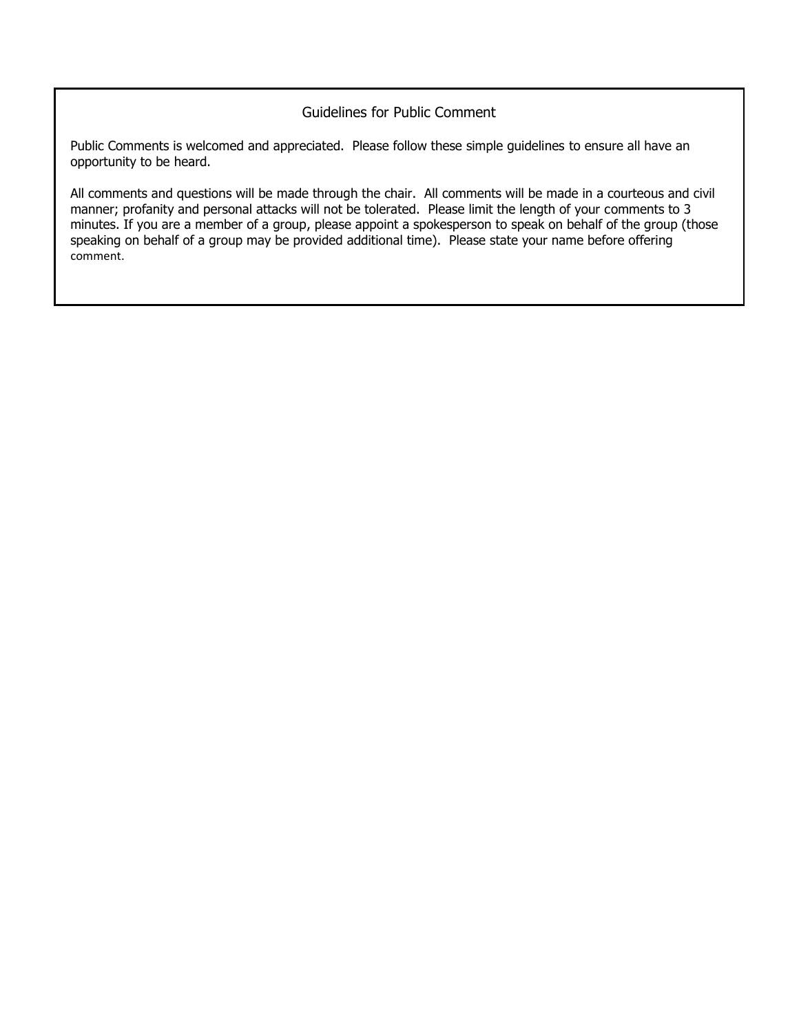## Guidelines for Public Comment

Public Comments is welcomed and appreciated. Please follow these simple guidelines to ensure all have an opportunity to be heard.

All comments and questions will be made through the chair. All comments will be made in a courteous and civil manner; profanity and personal attacks will not be tolerated. Please limit the length of your comments to 3 minutes. If you are a member of a group, please appoint a spokesperson to speak on behalf of the group (those speaking on behalf of a group may be provided additional time). Please state your name before offering comment.